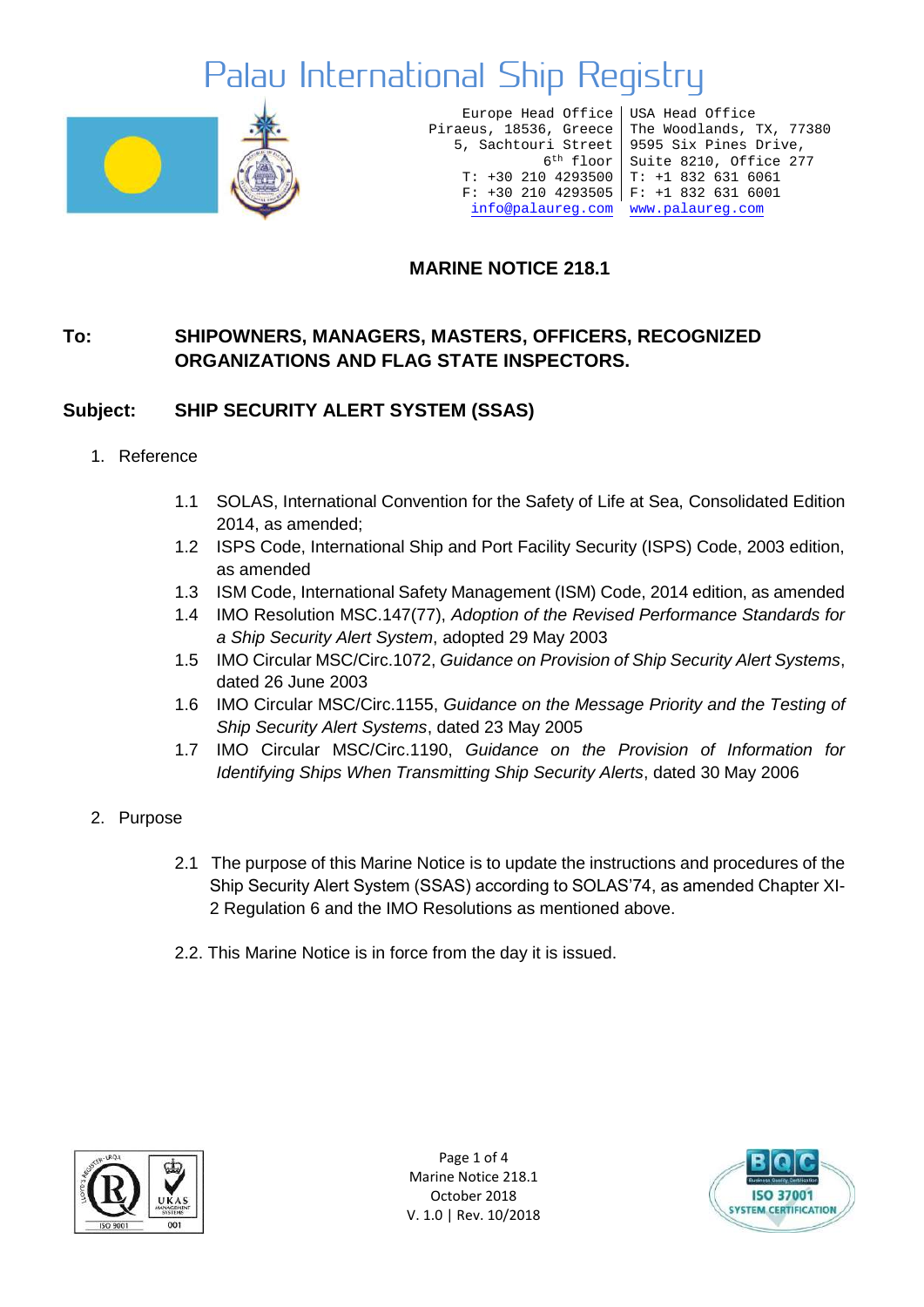# Palau International Ship Registry

Europe Head Office
Piraeus, 18536, Greece
5, Sachtouri Street
6th floor
T: +30 210 4293500
F: +30 210 4293505
info@palaureg.com

USA Head Office
The Woodlands, TX, 77380
9595 Six Pines Drive,
Suite 8210, Office 277
T: +1 832 631 6061
F: +1 832 631 6001
www.palaureg.com

## MARINE NOTICE 218.1

**To:** **SHIPOWNERS, MANAGERS, MASTERS, OFFICERS, RECOGNIZED ORGANIZATIONS AND FLAG STATE INSPECTORS.**

**Subject:** **SHIP SECURITY ALERT SYSTEM (SSAS)**

1. Reference

   1.1 SOLAS, International Convention for the Safety of Life at Sea, Consolidated Edition 2014, as amended;

   1.2 ISPS Code, International Ship and Port Facility Security (ISPS) Code, 2003 edition, as amended

   1.3 ISM Code, International Safety Management (ISM) Code, 2014 edition, as amended

   1.4 IMO Resolution MSC.147(77), *Adoption of the Revised Performance Standards for a Ship Security Alert System*, adopted 29 May 2003

   1.5 IMO Circular MSC/Circ.1072, *Guidance on Provision of Ship Security Alert Systems*, dated 26 June 2003

   1.6 IMO Circular MSC/Circ.1155, *Guidance on the Message Priority and the Testing of Ship Security Alert Systems*, dated 23 May 2005

   1.7 IMO Circular MSC/Circ.1190, *Guidance on the Provision of Information for Identifying Ships When Transmitting Ship Security Alerts*, dated 30 May 2006

2. Purpose

   2.1 The purpose of this Marine Notice is to update the instructions and procedures of the Ship Security Alert System (SSAS) according to SOLAS'74, as amended Chapter XI-2 Regulation 6 and the IMO Resolutions as mentioned above.

   2.2. This Marine Notice is in force from the day it is issued.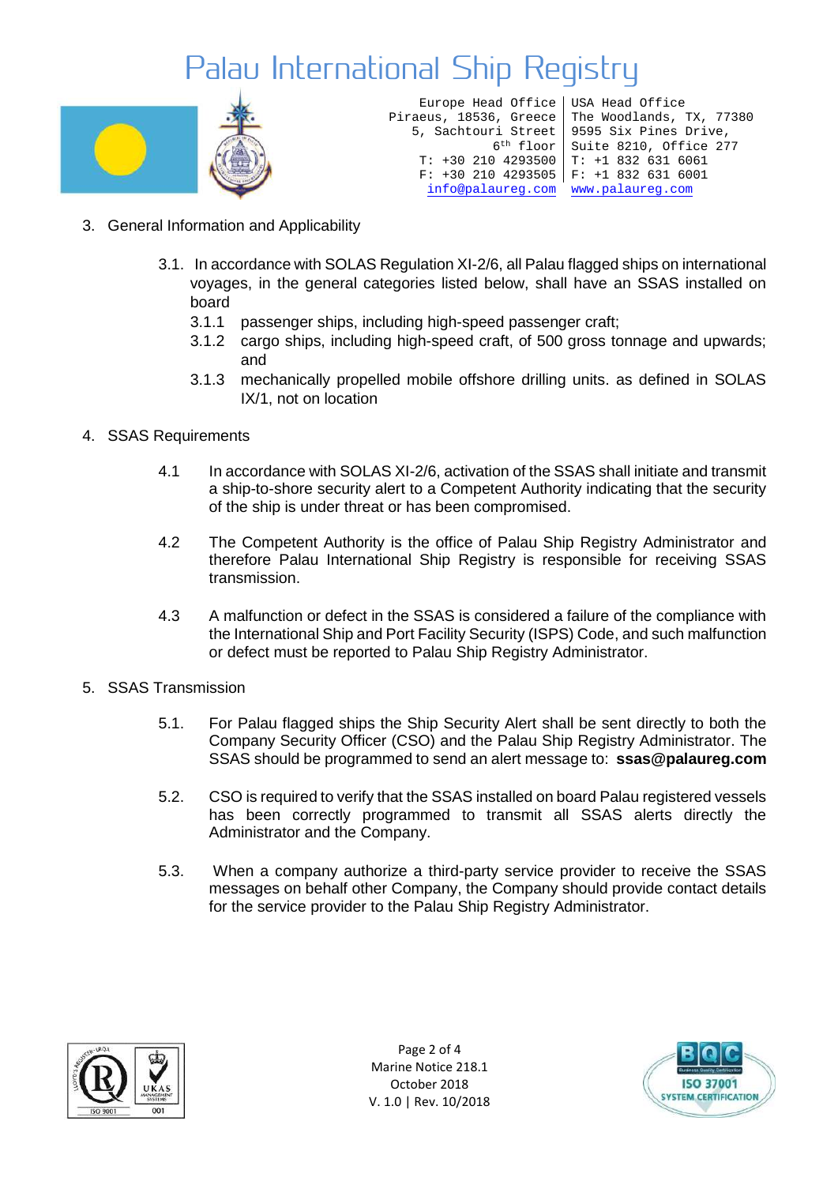3. General Information and Applicability

   3.1. In accordance with SOLAS Regulation XI-2/6, all Palau flagged ships on international voyages, in the general categories listed below, shall have an SSAS installed on board

   3.1.1 passenger ships, including high-speed passenger craft;

   3.1.2 cargo ships, including high-speed craft, of 500 gross tonnage and upwards; and

   3.1.3 mechanically propelled mobile offshore drilling units. as defined in SOLAS IX/1, not on location

4. SSAS Requirements

   4.1 In accordance with SOLAS XI-2/6, activation of the SSAS shall initiate and transmit a ship-to-shore security alert to a Competent Authority indicating that the security of the ship is under threat or has been compromised.

   4.2 The Competent Authority is the office of Palau Ship Registry Administrator and therefore Palau International Ship Registry is responsible for receiving SSAS transmission.

   4.3 A malfunction or defect in the SSAS is considered a failure of the compliance with the International Ship and Port Facility Security (ISPS) Code, and such malfunction or defect must be reported to Palau Ship Registry Administrator.

5. SSAS Transmission

   5.1. For Palau flagged ships the Ship Security Alert shall be sent directly to both the Company Security Officer (CSO) and the Palau Ship Registry Administrator. The SSAS should be programmed to send an alert message to: **ssas@palaureg.com**

   5.2. CSO is required to verify that the SSAS installed on board Palau registered vessels has been correctly programmed to transmit all SSAS alerts directly the Administrator and the Company.

   5.3. When a company authorize a third-party service provider to receive the SSAS messages on behalf other Company, the Company should provide contact details for the service provider to the Palau Ship Registry Administrator.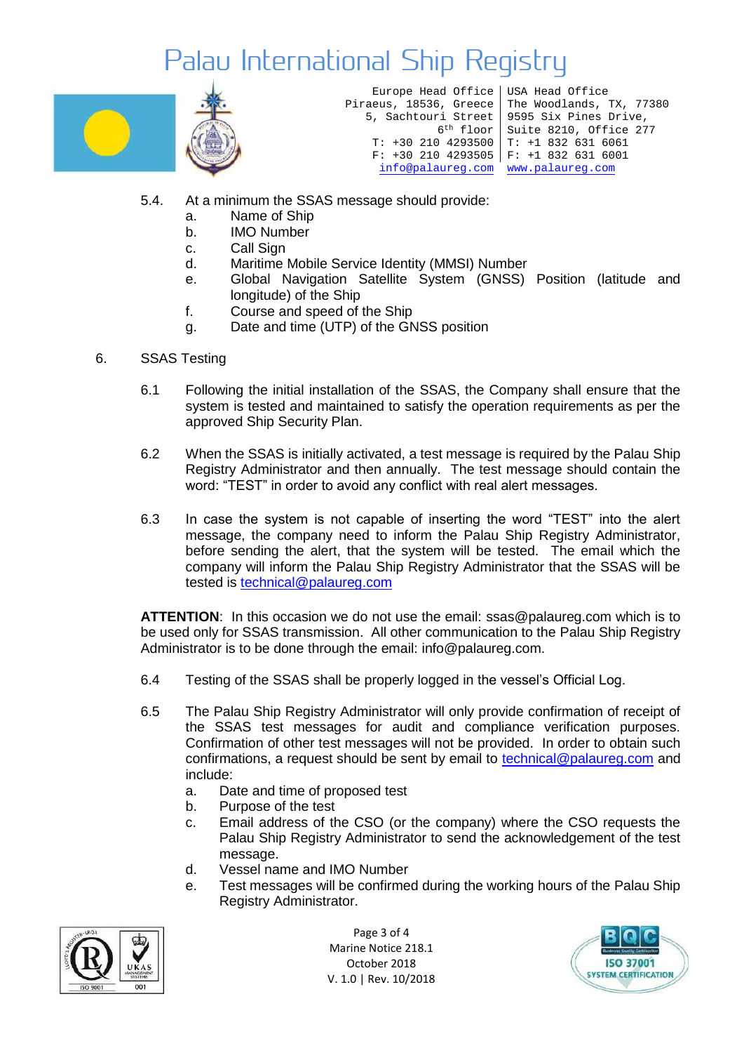5.4. At a minimum the SSAS message should provide:

a. Name of Ship
b. IMO Number
c. Call Sign
d. Maritime Mobile Service Identity (MMSI) Number
e. Global Navigation Satellite System (GNSS) Position (latitude and longitude) of the Ship
f. Course and speed of the Ship
g. Date and time (UTP) of the GNSS position

6. SSAS Testing

6.1 Following the initial installation of the SSAS, the Company shall ensure that the system is tested and maintained to satisfy the operation requirements as per the approved Ship Security Plan.

6.2 When the SSAS is initially activated, a test message is required by the Palau Ship Registry Administrator and then annually. The test message should contain the word: "TEST" in order to avoid any conflict with real alert messages.

6.3 In case the system is not capable of inserting the word "TEST" into the alert message, the company need to inform the Palau Ship Registry Administrator, before sending the alert, that the system will be tested. The email which the company will inform the Palau Ship Registry Administrator that the SSAS will be tested is technical@palaureg.com

**ATTENTION**: In this occasion we do not use the email: ssas@palaureg.com which is to be used only for SSAS transmission. All other communication to the Palau Ship Registry Administrator is to be done through the email: info@palaureg.com.

6.4 Testing of the SSAS shall be properly logged in the vessel's Official Log.

6.5 The Palau Ship Registry Administrator will only provide confirmation of receipt of the SSAS test messages for audit and compliance verification purposes. Confirmation of other test messages will not be provided. In order to obtain such confirmations, a request should be sent by email to technical@palaureg.com and include:

a. Date and time of proposed test
b. Purpose of the test
c. Email address of the CSO (or the company) where the CSO requests the Palau Ship Registry Administrator to send the acknowledgement of the test message.
d. Vessel name and IMO Number
e. Test messages will be confirmed during the working hours of the Palau Ship Registry Administrator.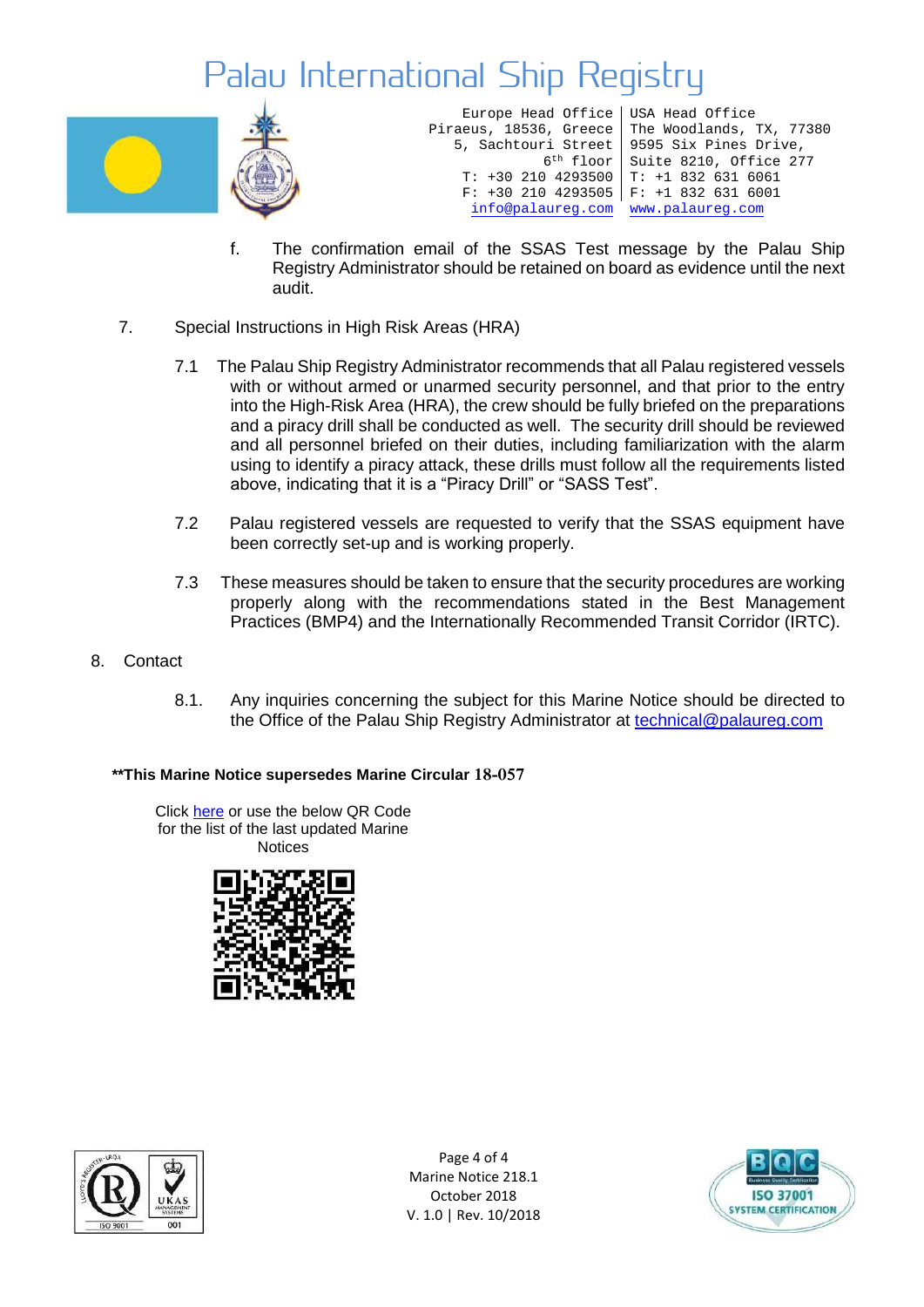f. The confirmation email of the SSAS Test message by the Palau Ship Registry Administrator should be retained on board as evidence until the next audit.

7. Special Instructions in High Risk Areas (HRA)

7.1 The Palau Ship Registry Administrator recommends that all Palau registered vessels with or without armed or unarmed security personnel, and that prior to the entry into the High-Risk Area (HRA), the crew should be fully briefed on the preparations and a piracy drill shall be conducted as well. The security drill should be reviewed and all personnel briefed on their duties, including familiarization with the alarm using to identify a piracy attack, these drills must follow all the requirements listed above, indicating that it is a "Piracy Drill" or "SASS Test".

7.2 Palau registered vessels are requested to verify that the SSAS equipment have been correctly set-up and is working properly.

7.3 These measures should be taken to ensure that the security procedures are working properly along with the recommendations stated in the Best Management Practices (BMP4) and the Internationally Recommended Transit Corridor (IRTC).

8. Contact

8.1. Any inquiries concerning the subject for this Marine Notice should be directed to the Office of the Palau Ship Registry Administrator at [technical@palaureg.com](mailto:technical@palaureg.com)

**\*\*This Marine Notice supersedes Marine Circular 18-057**

Click here or use the below QR Code for the list of the last updated Marine Notices